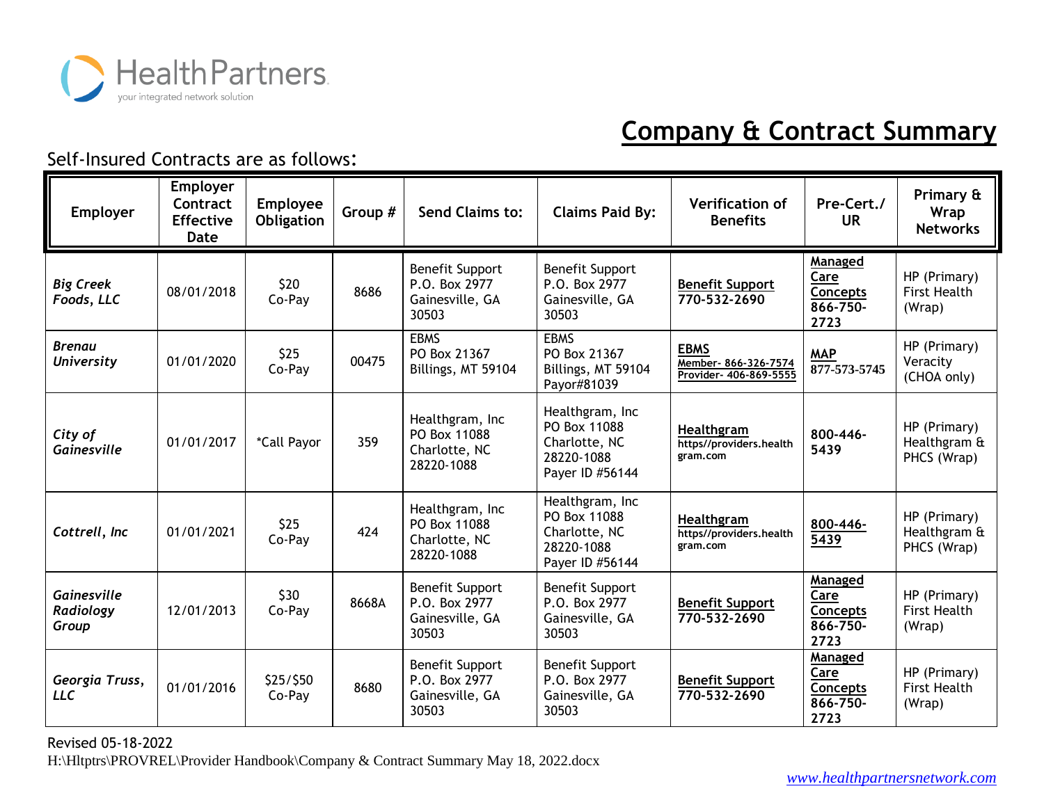HealthPartners
your integrated network solution

# Company & Contract Summary

Self-Insured Contracts are as follows:

| Employer | Employer Contract Effective Date | Employee Obligation | Group # | Send Claims to: | Claims Paid By: | Verification of Benefits | Pre-Cert./ UR | Primary & Wrap Networks |
|---|---|---|---|---|---|---|---|---|
| ***Big Creek Foods, LLC*** | 08/01/2018 | $20 Co-Pay | 8686 | Benefit Support P.O. Box 2977 Gainesville, GA 30503 | Benefit Support P.O. Box 2977 Gainesville, GA 30503 | **Benefit Support 770-532-2690** | **Managed Care Concepts 866-750-2723** | HP (Primary) First Health (Wrap) |
| ***Brenau University*** | 01/01/2020 | $25 Co-Pay | 00475 | EBMS PO Box 21367 Billings, MT 59104 | EBMS PO Box 21367 Billings, MT 59104 Payor#81039 | **EBMS Member- 866-326-7574 Provider- 406-869-5555** | **MAP** 877-573-5745 | HP (Primary) Veracity (CHOA only) |
| ***City of Gainesville*** | 01/01/2017 | *Call Payor | 359 | Healthgram, Inc PO Box 11088 Charlotte, NC 28220-1088 | Healthgram, Inc PO Box 11088 Charlotte, NC 28220-1088 Payer ID #56144 | **Healthgram https//providers.healthgram.com** | **800-446-5439** | HP (Primary) Healthgram & PHCS (Wrap) |
| ***Cottrell, Inc*** | 01/01/2021 | $25 Co-Pay | 424 | Healthgram, Inc PO Box 11088 Charlotte, NC 28220-1088 | Healthgram, Inc PO Box 11088 Charlotte, NC 28220-1088 Payer ID #56144 | **Healthgram https//providers.healthgram.com** | **800-446-5439** | HP (Primary) Healthgram & PHCS (Wrap) |
| ***Gainesville Radiology Group*** | 12/01/2013 | $30 Co-Pay | 8668A | Benefit Support P.O. Box 2977 Gainesville, GA 30503 | Benefit Support P.O. Box 2977 Gainesville, GA 30503 | **Benefit Support 770-532-2690** | **Managed Care Concepts 866-750-2723** | HP (Primary) First Health (Wrap) |
| ***Georgia Truss, LLC*** | 01/01/2016 | $25/$50 Co-Pay | 8680 | Benefit Support P.O. Box 2977 Gainesville, GA 30503 | Benefit Support P.O. Box 2977 Gainesville, GA 30503 | **Benefit Support 770-532-2690** | **Managed Care Concepts 866-750-2723** | HP (Primary) First Health (Wrap) |

Revised 05-18-2022

H:\Hltptrs\PROVREL\Provider Handbook\Company & Contract Summary May 18, 2022.docx

*www.healthpartnersnetwork.com*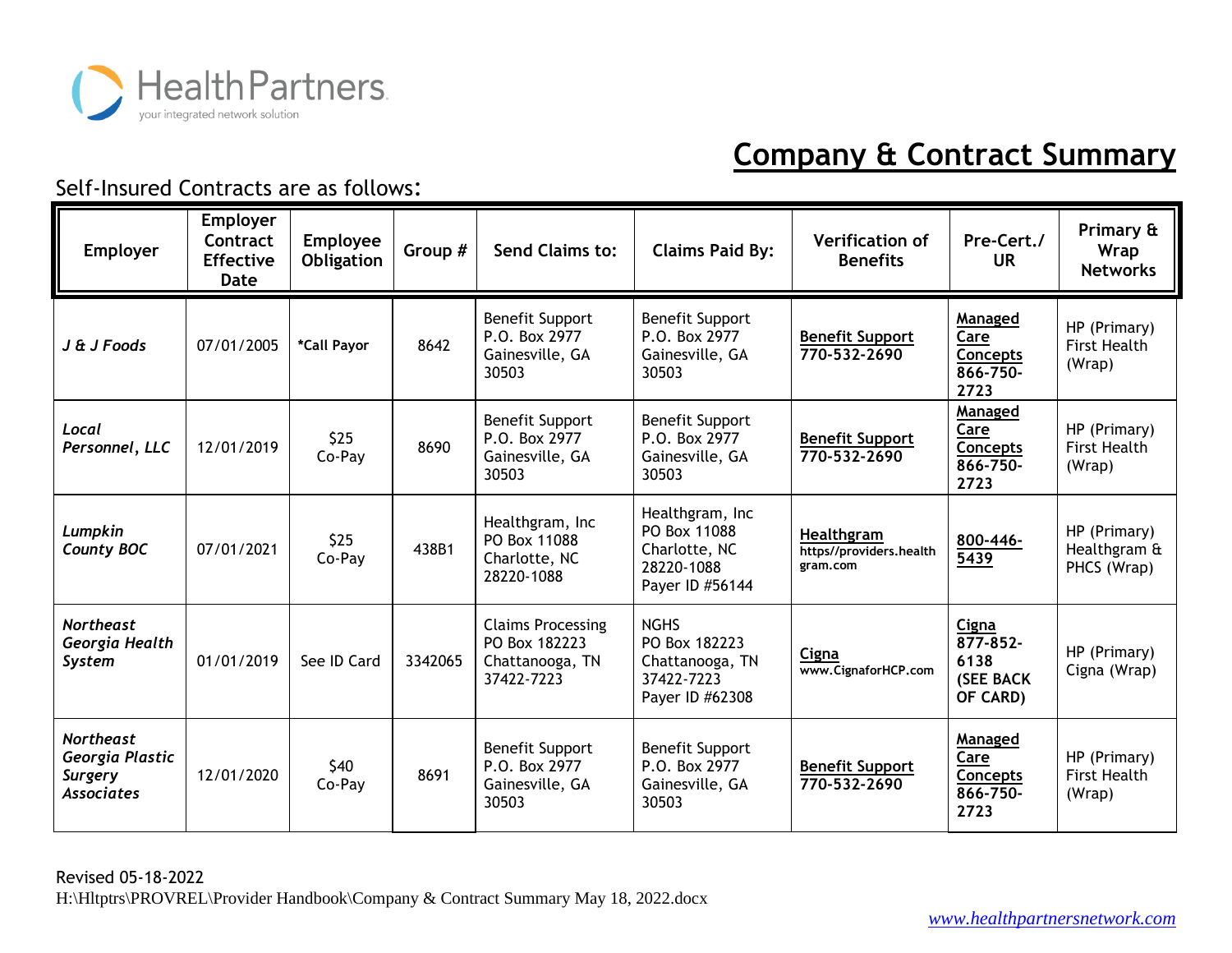HealthPartners
your integrated network solution

# Company & Contract Summary

Self-Insured Contracts are as follows:

| Employer | Employer Contract Effective Date | Employee Obligation | Group # | Send Claims to: | Claims Paid By: | Verification of Benefits | Pre-Cert./ UR | Primary & Wrap Networks |
|---|---|---|---|---|---|---|---|---|
| *J & J Foods* | 07/01/2005 | **\*Call Payor** | 8642 | Benefit Support P.O. Box 2977 Gainesville, GA 30503 | Benefit Support P.O. Box 2977 Gainesville, GA 30503 | **Benefit Support 770-532-2690** | **Managed Care Concepts 866-750-2723** | HP (Primary) First Health (Wrap) |
| *Local Personnel, LLC* | 12/01/2019 | $25 Co-Pay | 8690 | Benefit Support P.O. Box 2977 Gainesville, GA 30503 | Benefit Support P.O. Box 2977 Gainesville, GA 30503 | **Benefit Support 770-532-2690** | **Managed Care Concepts 866-750-2723** | HP (Primary) First Health (Wrap) |
| *Lumpkin County BOC* | 07/01/2021 | $25 Co-Pay | 438B1 | Healthgram, Inc PO Box 11088 Charlotte, NC 28220-1088 | Healthgram, Inc PO Box 11088 Charlotte, NC 28220-1088 Payer ID #56144 | **Healthgram** https//providers.healthgram.com | **800-446-5439** | HP (Primary) Healthgram & PHCS (Wrap) |
| *Northeast Georgia Health System* | 01/01/2019 | See ID Card | 3342065 | Claims Processing PO Box 182223 Chattanooga, TN 37422-7223 | NGHS PO Box 182223 Chattanooga, TN 37422-7223 Payer ID #62308 | **Cigna** www.CignaforHCP.com | **Cigna 877-852-6138 (SEE BACK OF CARD)** | HP (Primary) Cigna (Wrap) |
| *Northeast Georgia Plastic Surgery Associates* | 12/01/2020 | $40 Co-Pay | 8691 | Benefit Support P.O. Box 2977 Gainesville, GA 30503 | Benefit Support P.O. Box 2977 Gainesville, GA 30503 | **Benefit Support 770-532-2690** | **Managed Care Concepts 866-750-2723** | HP (Primary) First Health (Wrap) |

Revised 05-18-2022

H:\Hltptrs\PROVREL\Provider Handbook\Company & Contract Summary May 18, 2022.docx

*www.healthpartnersnetwork.com*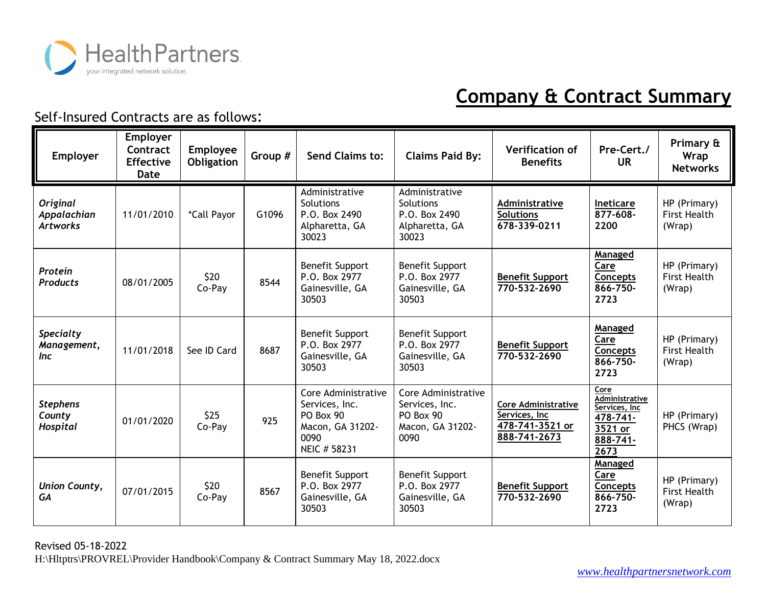HealthPartners
your integrated network solution

# Company & Contract Summary

Self-Insured Contracts are as follows:

| Employer | Employer Contract Effective Date | Employee Obligation | Group # | Send Claims to: | Claims Paid By: | Verification of Benefits | Pre-Cert./ UR | Primary & Wrap Networks |
|---|---|---|---|---|---|---|---|---|
| *Original Appalachian Artworks* | 11/01/2010 | *Call Payor | G1096 | Administrative Solutions P.O. Box 2490 Alpharetta, GA 30023 | Administrative Solutions P.O. Box 2490 Alpharetta, GA 30023 | **Administrative Solutions 678-339-0211** | **Ineticare 877-608-2200** | HP (Primary) First Health (Wrap) |
| *Protein Products* | 08/01/2005 | $20 Co-Pay | 8544 | Benefit Support P.O. Box 2977 Gainesville, GA 30503 | Benefit Support P.O. Box 2977 Gainesville, GA 30503 | **Benefit Support 770-532-2690** | **Managed Care Concepts 866-750-2723** | HP (Primary) First Health (Wrap) |
| *Specialty Management, Inc* | 11/01/2018 | See ID Card | 8687 | Benefit Support P.O. Box 2977 Gainesville, GA 30503 | Benefit Support P.O. Box 2977 Gainesville, GA 30503 | **Benefit Support 770-532-2690** | **Managed Care Concepts 866-750-2723** | HP (Primary) First Health (Wrap) |
| *Stephens County Hospital* | 01/01/2020 | $25 Co-Pay | 925 | Core Administrative Services, Inc. PO Box 90 Macon, GA 31202-0090 NEIC # 58231 | Core Administrative Services, Inc. PO Box 90 Macon, GA 31202-0090 | **Core Administrative Services, Inc 478-741-3521 or 888-741-2673** | **Core Administrative Services, Inc 478-741-3521 or 888-741-2673** | HP (Primary) PHCS (Wrap) |
| *Union County, GA* | 07/01/2015 | $20 Co-Pay | 8567 | Benefit Support P.O. Box 2977 Gainesville, GA 30503 | Benefit Support P.O. Box 2977 Gainesville, GA 30503 | **Benefit Support 770-532-2690** | **Managed Care Concepts 866-750-2723** | HP (Primary) First Health (Wrap) |

Revised 05-18-2022

H:\Hltptrs\PROVREL\Provider Handbook\Company & Contract Summary May 18, 2022.docx

*www.healthpartnersnetwork.com*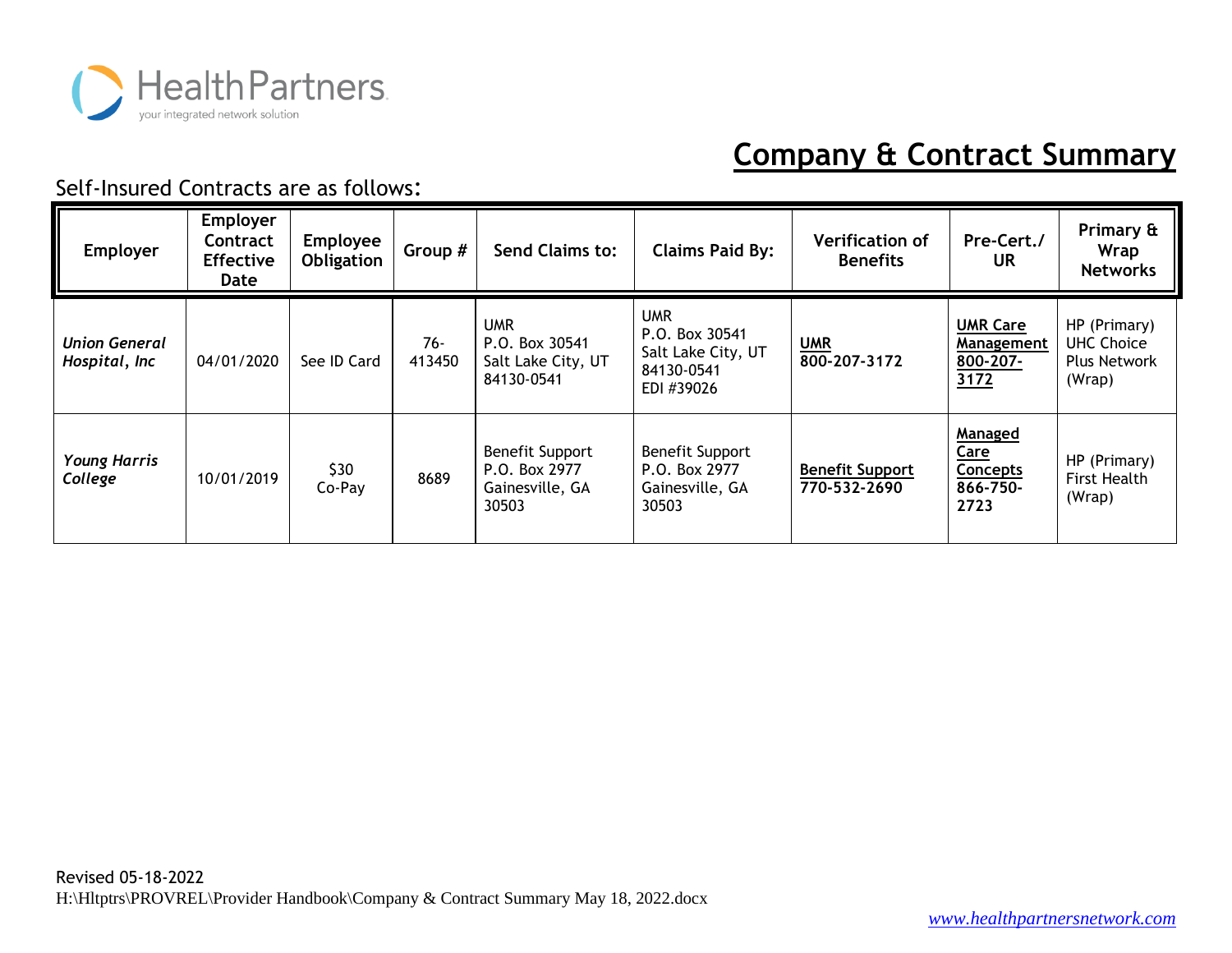HealthPartners
your integrated network solution

# Company & Contract Summary

Self-Insured Contracts are as follows:

| Employer | Employer Contract Effective Date | Employee Obligation | Group # | Send Claims to: | Claims Paid By: | Verification of Benefits | Pre-Cert./ UR | Primary & Wrap Networks |
|---|---|---|---|---|---|---|---|---|
| ***Union General Hospital, Inc*** | 04/01/2020 | See ID Card | 76-413450 | UMR P.O. Box 30541 Salt Lake City, UT 84130-0541 | UMR P.O. Box 30541 Salt Lake City, UT 84130-0541 EDI #39026 | **UMR** **800-207-3172** | **UMR Care Management 800-207-3172** | HP (Primary) UHC Choice Plus Network (Wrap) |
| ***Young Harris College*** | 10/01/2019 | $30 Co-Pay | 8689 | Benefit Support P.O. Box 2977 Gainesville, GA 30503 | Benefit Support P.O. Box 2977 Gainesville, GA 30503 | **Benefit Support** **770-532-2690** | **Managed Care Concepts 866-750-2723** | HP (Primary) First Health (Wrap) |

Revised 05-18-2022
H:\Hltptrs\PROVREL\Provider Handbook\Company & Contract Summary May 18, 2022.docx

*www.healthpartnersnetwork.com*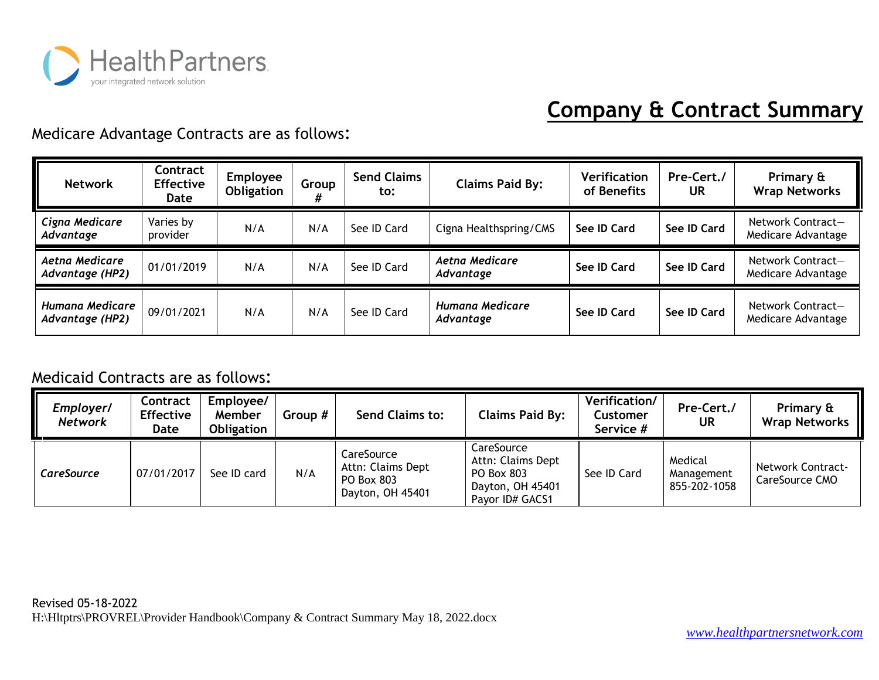HealthPartners
your integrated network solution

# Company & Contract Summary

Medicare Advantage Contracts are as follows:

| Network | Contract Effective Date | Employee Obligation | Group # | Send Claims to: | Claims Paid By: | Verification of Benefits | Pre-Cert./ UR | Primary & Wrap Networks |
|---|---|---|---|---|---|---|---|---|
| *Cigna Medicare Advantage* | Varies by provider | N/A | N/A | See ID Card | Cigna Healthspring/CMS | **See ID Card** | **See ID Card** | Network Contract—Medicare Advantage |
| *Aetna Medicare Advantage (HP2)* | 01/01/2019 | N/A | N/A | See ID Card | *Aetna Medicare Advantage* | **See ID Card** | **See ID Card** | Network Contract—Medicare Advantage |
| *Humana Medicare Advantage (HP2)* | 09/01/2021 | N/A | N/A | See ID Card | *Humana Medicare Advantage* | **See ID Card** | **See ID Card** | Network Contract—Medicare Advantage |

Medicaid Contracts are as follows:

| *Employer/ Network* | Contract Effective Date | Employee/ Member Obligation | Group # | Send Claims to: | Claims Paid By: | Verification/ Customer Service # | Pre-Cert./ UR | Primary & Wrap Networks |
|---|---|---|---|---|---|---|---|---|
| ***CareSource*** | 07/01/2017 | See ID card | N/A | CareSource Attn: Claims Dept PO Box 803 Dayton, OH 45401 | CareSource Attn: Claims Dept PO Box 803 Dayton, OH 45401 Payor ID# GACS1 | See ID Card | Medical Management 855-202-1058 | Network Contract-CareSource CMO |

Revised 05-18-2022
H:\Hltptrs\PROVREL\Provider Handbook\Company & Contract Summary May 18, 2022.docx

www.healthpartnersnetwork.com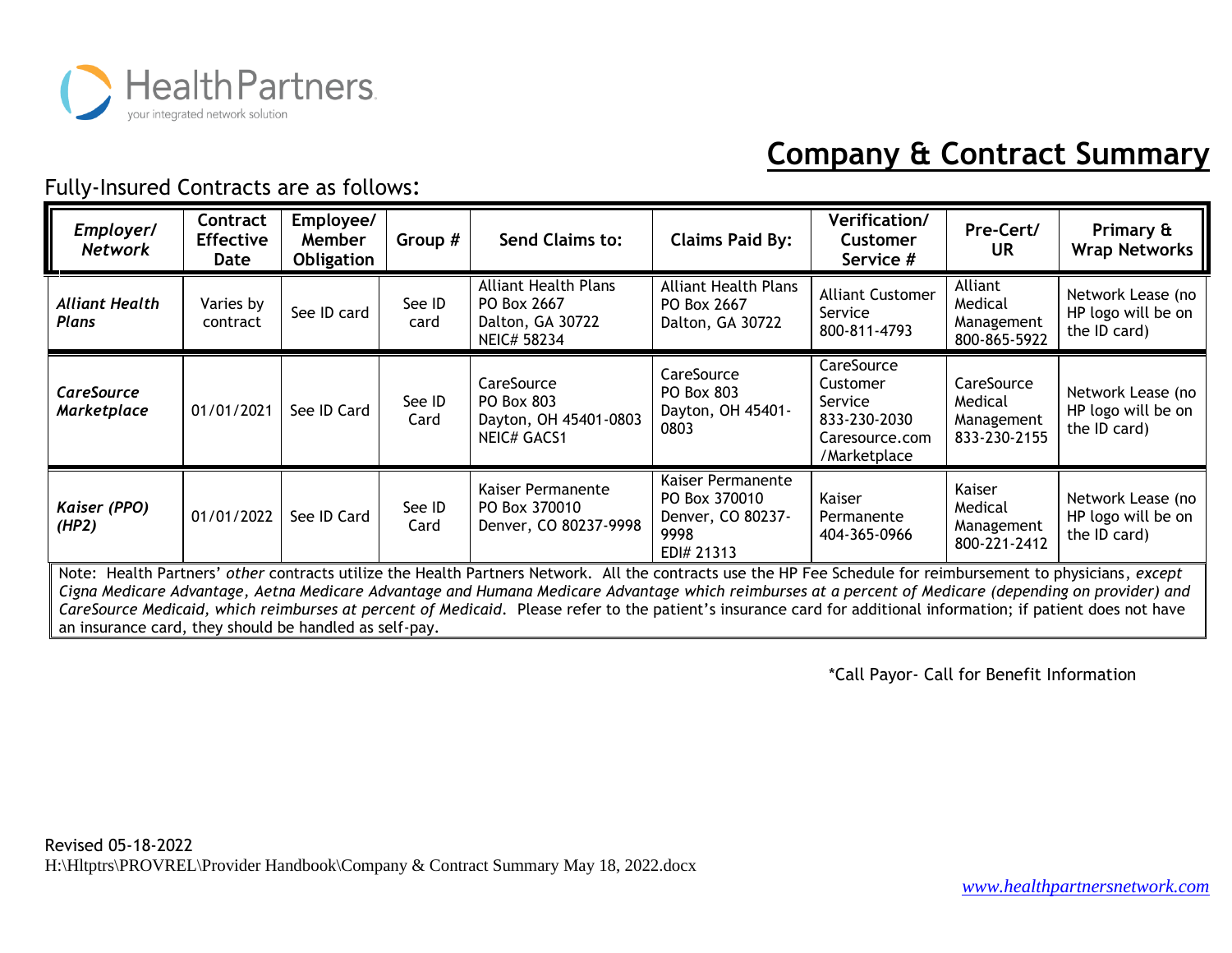HealthPartners
your integrated network solution

# Company & Contract Summary

Fully-Insured Contracts are as follows:

| *Employer/ Network* | Contract Effective Date | Employee/ Member Obligation | Group # | Send Claims to: | Claims Paid By: | Verification/ Customer Service # | Pre-Cert/ UR | Primary & Wrap Networks |
|---|---|---|---|---|---|---|---|---|
| ***Alliant Health Plans*** | Varies by contract | See ID card | See ID card | Alliant Health Plans PO Box 2667 Dalton, GA 30722 NEIC# 58234 | Alliant Health Plans PO Box 2667 Dalton, GA 30722 | Alliant Customer Service 800-811-4793 | Alliant Medical Management 800-865-5922 | Network Lease (no HP logo will be on the ID card) |
| ***CareSource Marketplace*** | 01/01/2021 | See ID Card | See ID Card | CareSource PO Box 803 Dayton, OH 45401-0803 NEIC# GACS1 | CareSource PO Box 803 Dayton, OH 45401-0803 | CareSource Customer Service 833-230-2030 Caresource.com /Marketplace | CareSource Medical Management 833-230-2155 | Network Lease (no HP logo will be on the ID card) |
| ***Kaiser (PPO) (HP2)*** | 01/01/2022 | See ID Card | See ID Card | Kaiser Permanente PO Box 370010 Denver, CO 80237-9998 | Kaiser Permanente PO Box 370010 Denver, CO 80237-9998 EDI# 21313 | Kaiser Permanente 404-365-0966 | Kaiser Medical Management 800-221-2412 | Network Lease (no HP logo will be on the ID card) |

Note: Health Partners' *other* contracts utilize the Health Partners Network. All the contracts use the HP Fee Schedule for reimbursement to physicians, *except Cigna Medicare Advantage, Aetna Medicare Advantage and Humana Medicare Advantage which reimburses at a percent of Medicare (depending on provider) and CareSource Medicaid, which reimburses at percent of Medicaid*. Please refer to the patient's insurance card for additional information; if patient does not have an insurance card, they should be handled as self-pay.

*Call Payor- Call for Benefit Information

Revised 05-18-2022
H:\Hltptrs\PROVREL\Provider Handbook\Company & Contract Summary May 18, 2022.docx

*www.healthpartnersnetwork.com*